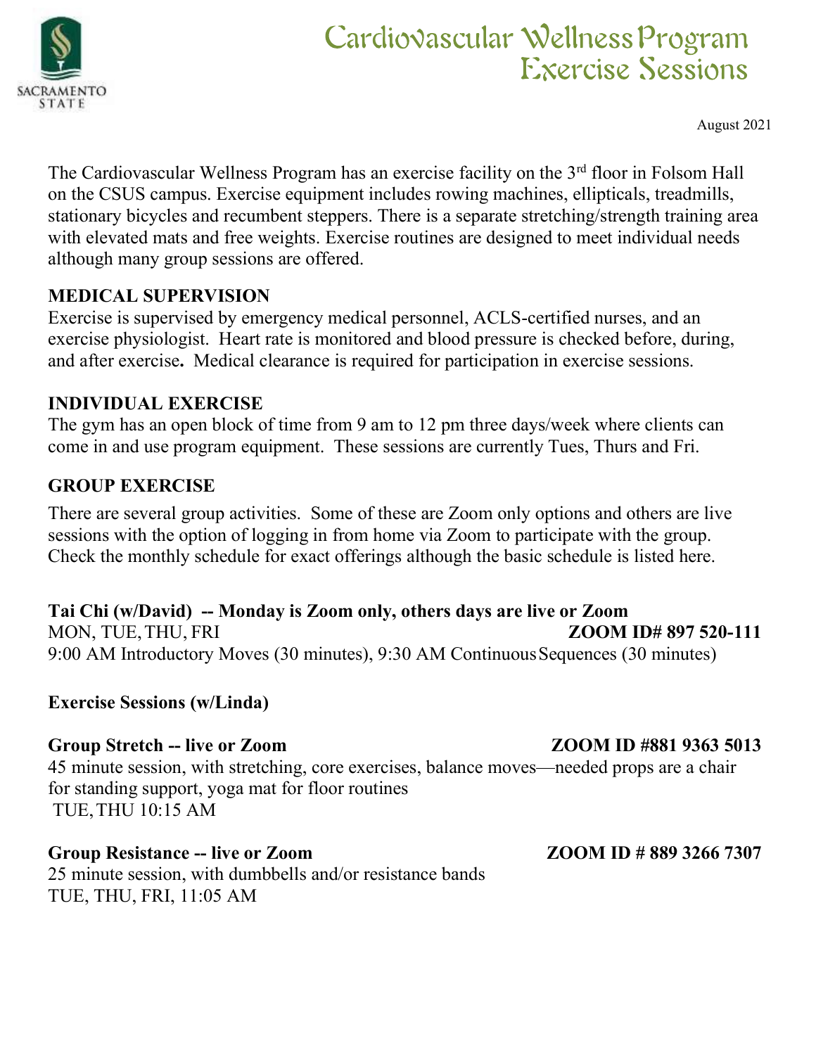# Cardiovascular Wellness Program Exercise Sessions

SACRAMENTO STATE

August 2021

The Cardiovascular Wellness Program has an exercise facility on the 3rd floor in Folsom Hall on the CSUS campus. Exercise equipment includes rowing machines, ellipticals, treadmills, stationary bicycles and recumbent steppers. There is a separate stretching/strength training area with elevated mats and free weights. Exercise routines are designed to meet individual needs although many group sessions are offered.

## MEDICAL SUPERVISION

Exercise is supervised by emergency medical personnel, ACLS-certified nurses, and an exercise physiologist. Heart rate is monitored and blood pressure is checked before, during, and after exercise**.** Medical clearance is required for participation in exercise sessions.

## INDIVIDUAL EXERCISE

The gym has an open block of time from 9 am to 12 pm three days/week where clients can come in and use program equipment. These sessions are currently Tues, Thurs and Fri.

## GROUP EXERCISE

There are several group activities. Some of these are Zoom only options and others are live sessions with the option of logging in from home via Zoom to participate with the group. Check the monthly schedule for exact offerings although the basic schedule is listed here.

**Tai Chi (w/David) -- Monday is Zoom only, others days are live or Zoom**

MON, TUE, THU, FRI **ZOOM ID# 897 520-111**

9:00 AM Introductory Moves (30 minutes), 9:30 AM Continuous Sequences (30 minutes)

**Exercise Sessions (w/Linda)**

**Group Stretch -- live or Zoom** **ZOOM ID #881 9363 5013**

45 minute session, with stretching, core exercises, balance moves—needed props are a chair for standing support, yoga mat for floor routines

TUE, THU 10:15 AM

**Group Resistance -- live or Zoom** **ZOOM ID # 889 3266 7307**

25 minute session, with dumbbells and/or resistance bands

TUE, THU, FRI, 11:05 AM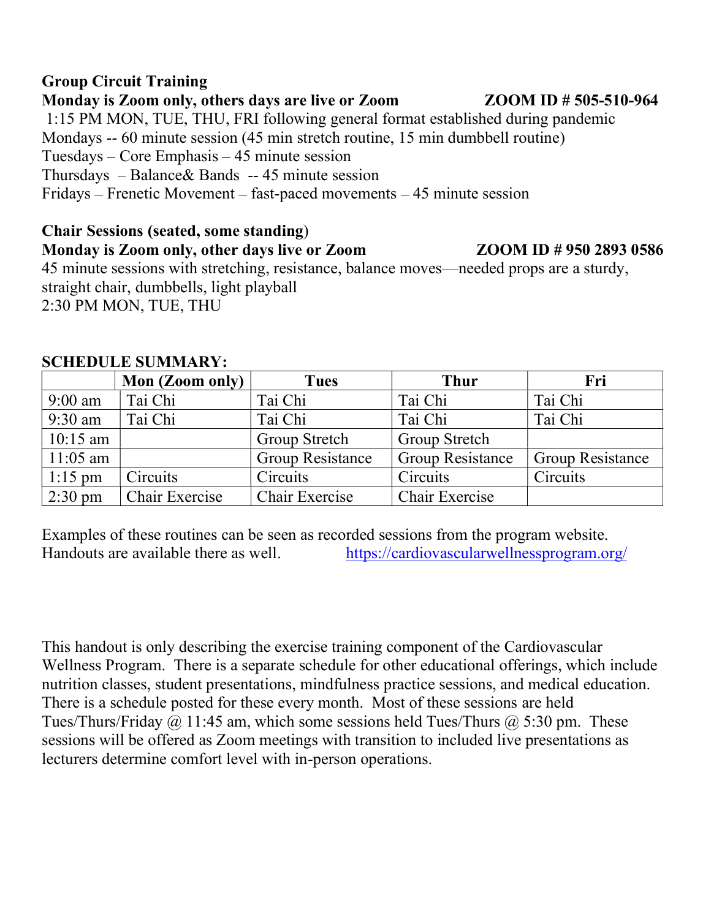**Group Circuit Training**

**Monday is Zoom only, others days are live or Zoom ZOOM ID # 505-510-964**

1:15 PM MON, TUE, THU, FRI following general format established during pandemic
Mondays -- 60 minute session (45 min stretch routine, 15 min dumbbell routine)
Tuesdays – Core Emphasis – 45 minute session
Thursdays – Balance& Bands -- 45 minute session
Fridays – Frenetic Movement – fast-paced movements – 45 minute session

**Chair Sessions (seated, some standing)**

**Monday is Zoom only, other days live or Zoom ZOOM ID # 950 2893 0586**

45 minute sessions with stretching, resistance, balance moves—needed props are a sturdy, straight chair, dumbbells, light playball
2:30 PM MON, TUE, THU

**SCHEDULE SUMMARY:**

| | Mon (Zoom only) | Tues | Thur | Fri |
|---|---|---|---|---|
| 9:00 am | Tai Chi | Tai Chi | Tai Chi | Tai Chi |
| 9:30 am | Tai Chi | Tai Chi | Tai Chi | Tai Chi |
| 10:15 am | | Group Stretch | Group Stretch | |
| 11:05 am | | Group Resistance | Group Resistance | Group Resistance |
| 1:15 pm | Circuits | Circuits | Circuits | Circuits |
| 2:30 pm | Chair Exercise | Chair Exercise | Chair Exercise | |

Examples of these routines can be seen as recorded sessions from the program website. Handouts are available there as well. https://cardiovascularwellnessprogram.org/

This handout is only describing the exercise training component of the Cardiovascular Wellness Program. There is a separate schedule for other educational offerings, which include nutrition classes, student presentations, mindfulness practice sessions, and medical education. There is a schedule posted for these every month. Most of these sessions are held Tues/Thurs/Friday @ 11:45 am, which some sessions held Tues/Thurs @ 5:30 pm. These sessions will be offered as Zoom meetings with transition to included live presentations as lecturers determine comfort level with in-person operations.